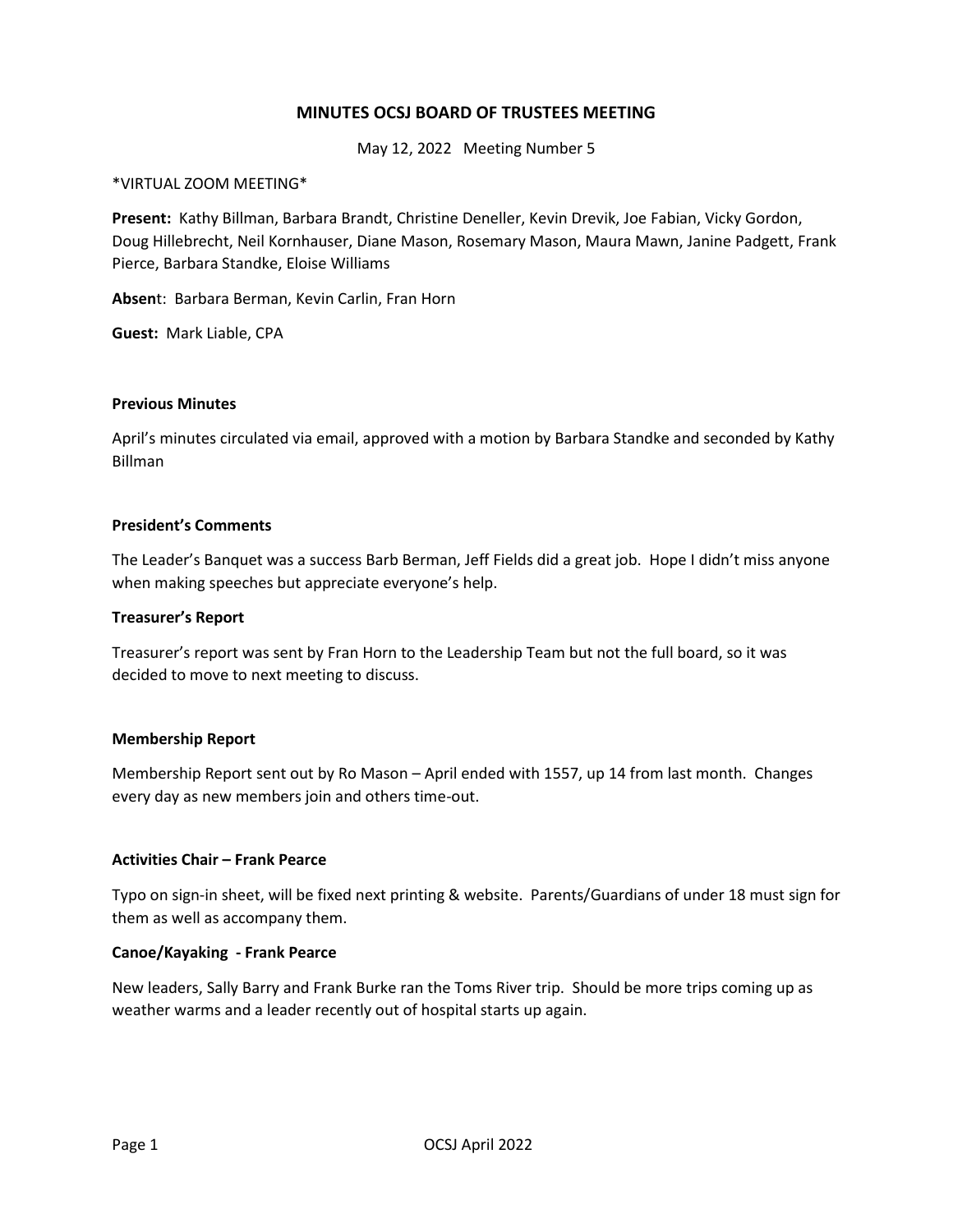# MINUTES OCSJ BOARD OF TRUSTEES MEETING

May 12, 2022 Meeting Number 5

*VIRTUAL ZOOM MEETING*

**Present:** Kathy Billman, Barbara Brandt, Christine Deneller, Kevin Drevik, Joe Fabian, Vicky Gordon, Doug Hillebrecht, Neil Kornhauser, Diane Mason, Rosemary Mason, Maura Mawn, Janine Padgett, Frank Pierce, Barbara Standke, Eloise Williams

**Absen**t: Barbara Berman, Kevin Carlin, Fran Horn

**Guest:** Mark Liable, CPA

**Previous Minutes**

April's minutes circulated via email, approved with a motion by Barbara Standke and seconded by Kathy Billman

**President's Comments**

The Leader's Banquet was a success Barb Berman, Jeff Fields did a great job. Hope I didn't miss anyone when making speeches but appreciate everyone's help.

**Treasurer's Report**

Treasurer's report was sent by Fran Horn to the Leadership Team but not the full board, so it was decided to move to next meeting to discuss.

**Membership Report**

Membership Report sent out by Ro Mason – April ended with 1557, up 14 from last month. Changes every day as new members join and others time-out.

**Activities Chair – Frank Pearce**

Typo on sign-in sheet, will be fixed next printing & website. Parents/Guardians of under 18 must sign for them as well as accompany them.

**Canoe/Kayaking - Frank Pearce**

New leaders, Sally Barry and Frank Burke ran the Toms River trip. Should be more trips coming up as weather warms and a leader recently out of hospital starts up again.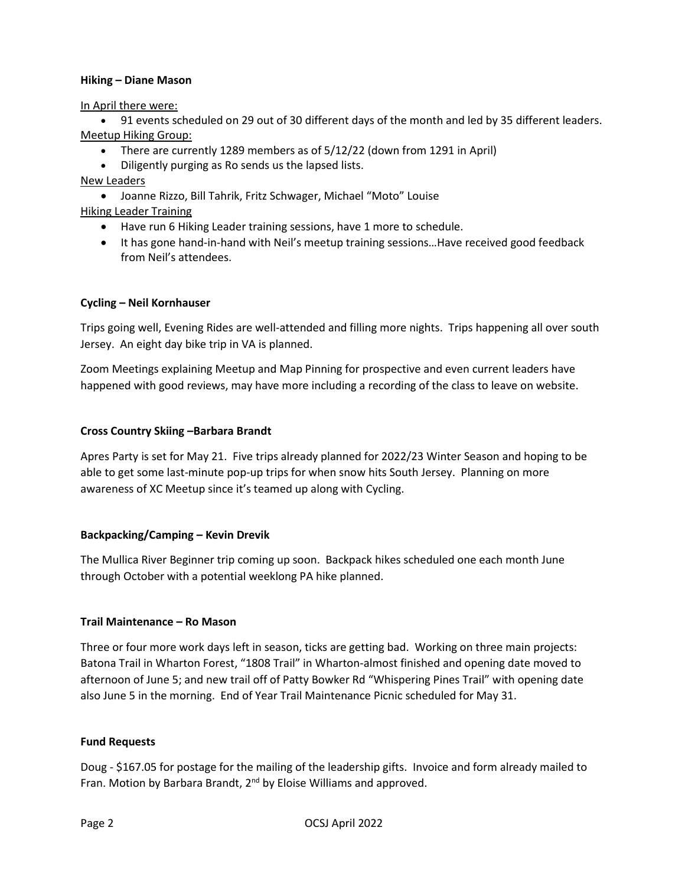**Hiking – Diane Mason**

In April there were:

- 91 events scheduled on 29 out of 30 different days of the month and led by 35 different leaders.

Meetup Hiking Group:

- There are currently 1289 members as of 5/12/22 (down from 1291 in April)
- Diligently purging as Ro sends us the lapsed lists.

New Leaders

- Joanne Rizzo, Bill Tahrik, Fritz Schwager, Michael "Moto" Louise

Hiking Leader Training

- Have run 6 Hiking Leader training sessions, have 1 more to schedule.
- It has gone hand-in-hand with Neil's meetup training sessions…Have received good feedback from Neil's attendees.

**Cycling – Neil Kornhauser**

Trips going well, Evening Rides are well-attended and filling more nights. Trips happening all over south Jersey. An eight day bike trip in VA is planned.

Zoom Meetings explaining Meetup and Map Pinning for prospective and even current leaders have happened with good reviews, may have more including a recording of the class to leave on website.

**Cross Country Skiing –Barbara Brandt**

Apres Party is set for May 21. Five trips already planned for 2022/23 Winter Season and hoping to be able to get some last-minute pop-up trips for when snow hits South Jersey. Planning on more awareness of XC Meetup since it's teamed up along with Cycling.

**Backpacking/Camping – Kevin Drevik**

The Mullica River Beginner trip coming up soon. Backpack hikes scheduled one each month June through October with a potential weeklong PA hike planned.

**Trail Maintenance – Ro Mason**

Three or four more work days left in season, ticks are getting bad. Working on three main projects: Batona Trail in Wharton Forest, "1808 Trail" in Wharton-almost finished and opening date moved to afternoon of June 5; and new trail off of Patty Bowker Rd "Whispering Pines Trail" with opening date also June 5 in the morning. End of Year Trail Maintenance Picnic scheduled for May 31.

**Fund Requests**

Doug - $167.05 for postage for the mailing of the leadership gifts. Invoice and form already mailed to Fran. Motion by Barbara Brandt, 2nd by Eloise Williams and approved.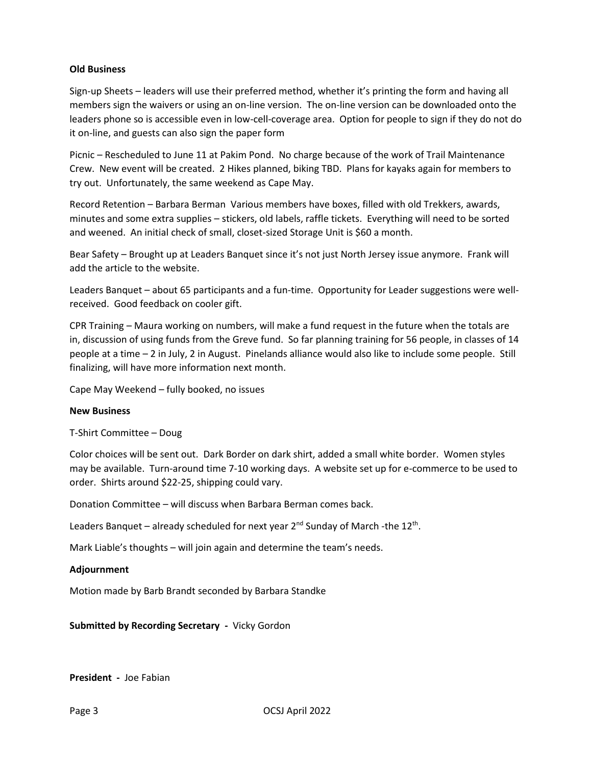**Old Business**

Sign-up Sheets – leaders will use their preferred method, whether it's printing the form and having all members sign the waivers or using an on-line version. The on-line version can be downloaded onto the leaders phone so is accessible even in low-cell-coverage area. Option for people to sign if they do not do it on-line, and guests can also sign the paper form

Picnic – Rescheduled to June 11 at Pakim Pond. No charge because of the work of Trail Maintenance Crew. New event will be created. 2 Hikes planned, biking TBD. Plans for kayaks again for members to try out. Unfortunately, the same weekend as Cape May.

Record Retention – Barbara Berman Various members have boxes, filled with old Trekkers, awards, minutes and some extra supplies – stickers, old labels, raffle tickets. Everything will need to be sorted and weened. An initial check of small, closet-sized Storage Unit is $60 a month.

Bear Safety – Brought up at Leaders Banquet since it's not just North Jersey issue anymore. Frank will add the article to the website.

Leaders Banquet – about 65 participants and a fun-time. Opportunity for Leader suggestions were well-received. Good feedback on cooler gift.

CPR Training – Maura working on numbers, will make a fund request in the future when the totals are in, discussion of using funds from the Greve fund. So far planning training for 56 people, in classes of 14 people at a time – 2 in July, 2 in August. Pinelands alliance would also like to include some people. Still finalizing, will have more information next month.

Cape May Weekend – fully booked, no issues

**New Business**

T-Shirt Committee – Doug

Color choices will be sent out. Dark Border on dark shirt, added a small white border. Women styles may be available. Turn-around time 7-10 working days. A website set up for e-commerce to be used to order. Shirts around $22-25, shipping could vary.

Donation Committee – will discuss when Barbara Berman comes back.

Leaders Banquet – already scheduled for next year 2nd Sunday of March -the 12th.

Mark Liable's thoughts – will join again and determine the team's needs.

**Adjournment**

Motion made by Barb Brandt seconded by Barbara Standke

**Submitted by Recording Secretary -** Vicky Gordon

**President -** Joe Fabian